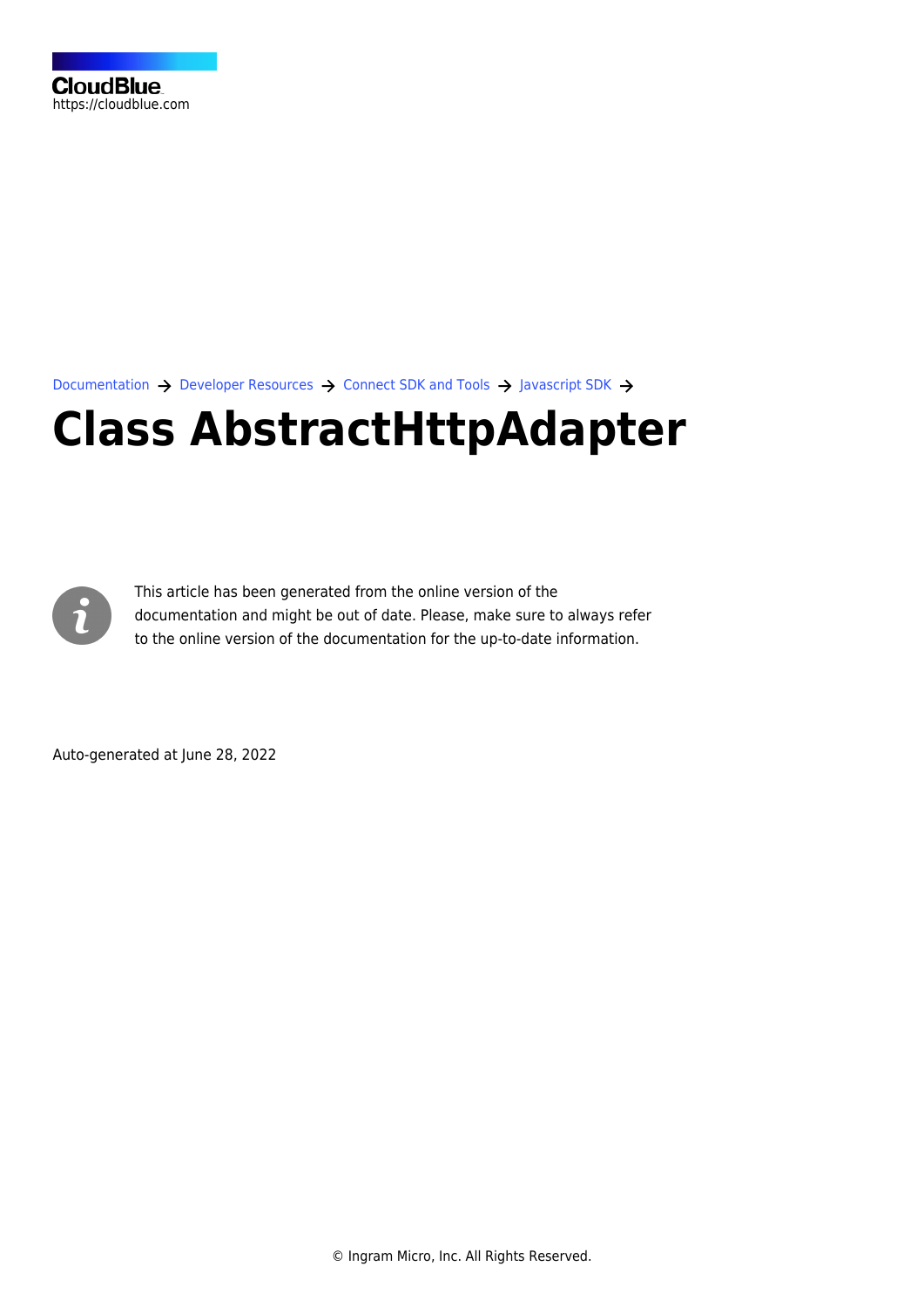CloudBlue
https://cloudblue.com

Documentation → Developer Resources → Connect SDK and Tools → Javascript SDK →

# Class AbstractHttpAdapter

This article has been generated from the online version of the documentation and might be out of date. Please, make sure to always refer to the online version of the documentation for the up-to-date information.

Auto-generated at June 28, 2022

© Ingram Micro, Inc. All Rights Reserved.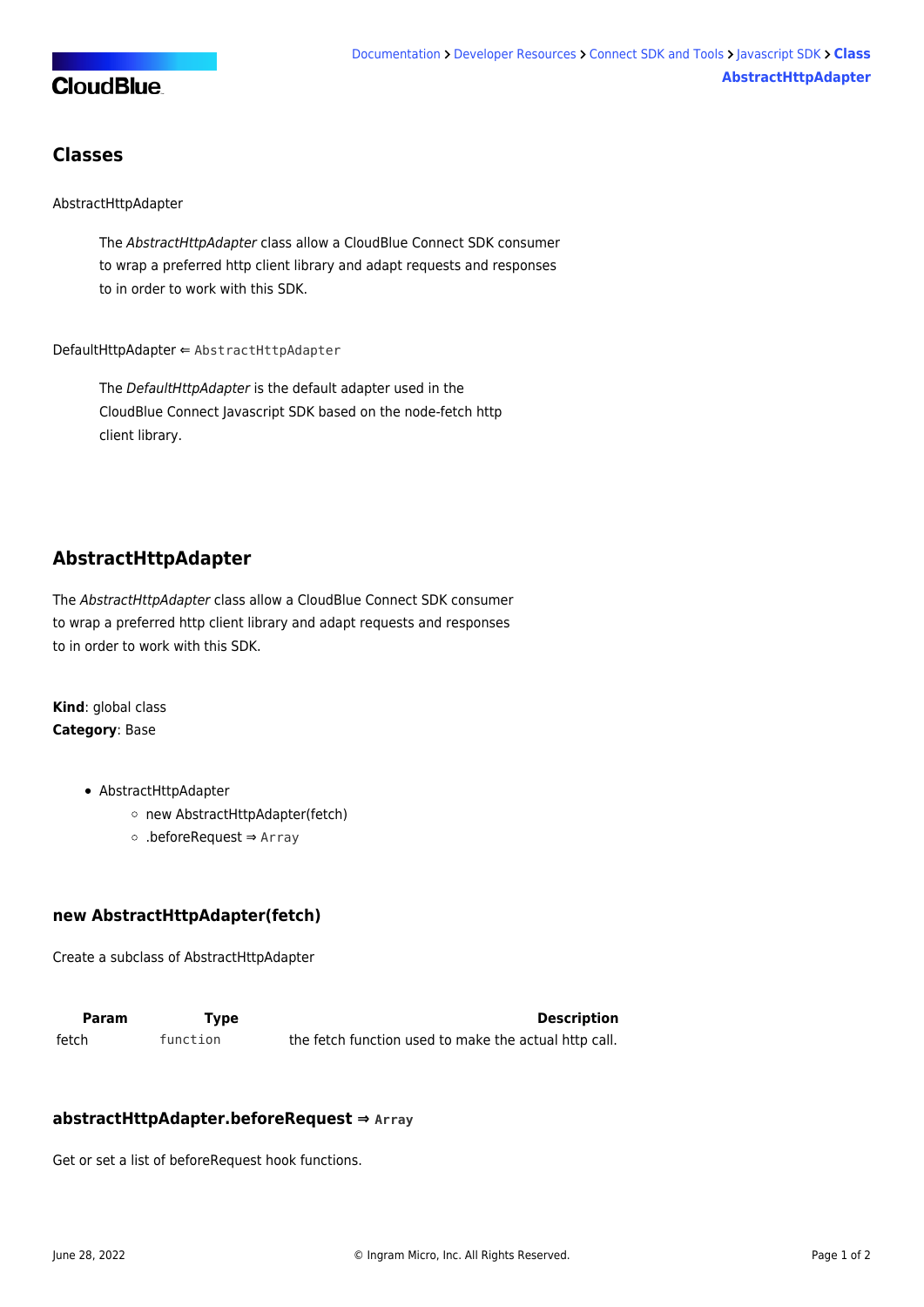## Classes

AbstractHttpAdapter

> The *AbstractHttpAdapter* class allow a CloudBlue Connect SDK consumer to wrap a preferred http client library and adapt requests and responses to in order to work with this SDK.

DefaultHttpAdapter ⇐ `AbstractHttpAdapter`

> The *DefaultHttpAdapter* is the default adapter used in the CloudBlue Connect Javascript SDK based on the node-fetch http client library.

## AbstractHttpAdapter

The *AbstractHttpAdapter* class allow a CloudBlue Connect SDK consumer to wrap a preferred http client library and adapt requests and responses to in order to work with this SDK.

**Kind**: global class
**Category**: Base

- AbstractHttpAdapter
  - new AbstractHttpAdapter(fetch)
  - .beforeRequest ⇒ `Array`

### new AbstractHttpAdapter(fetch)

Create a subclass of AbstractHttpAdapter

| Param | Type | Description |
| --- | --- | --- |
| fetch | `function` | the fetch function used to make the actual http call. |

### abstractHttpAdapter.beforeRequest ⇒ `Array`

Get or set a list of beforeRequest hook functions.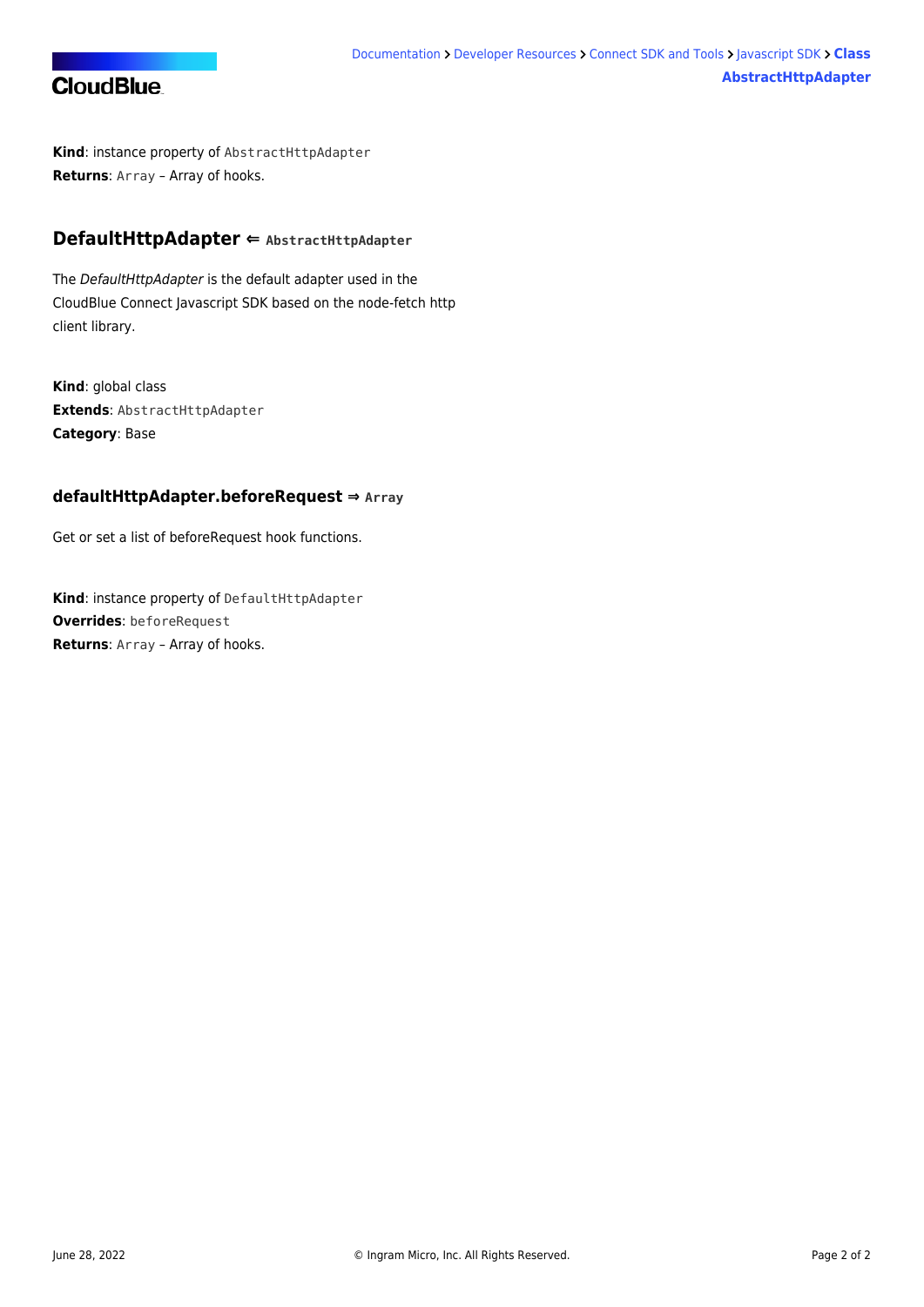**Kind**: instance property of `AbstractHttpAdapter`
**Returns**: `Array` – Array of hooks.

## DefaultHttpAdapter ⇐ `AbstractHttpAdapter`

The *DefaultHttpAdapter* is the default adapter used in the CloudBlue Connect Javascript SDK based on the node-fetch http client library.

**Kind**: global class
**Extends**: `AbstractHttpAdapter`
**Category**: Base

### defaultHttpAdapter.beforeRequest ⇒ `Array`

Get or set a list of beforeRequest hook functions.

**Kind**: instance property of `DefaultHttpAdapter`
**Overrides**: `beforeRequest`
**Returns**: `Array` – Array of hooks.